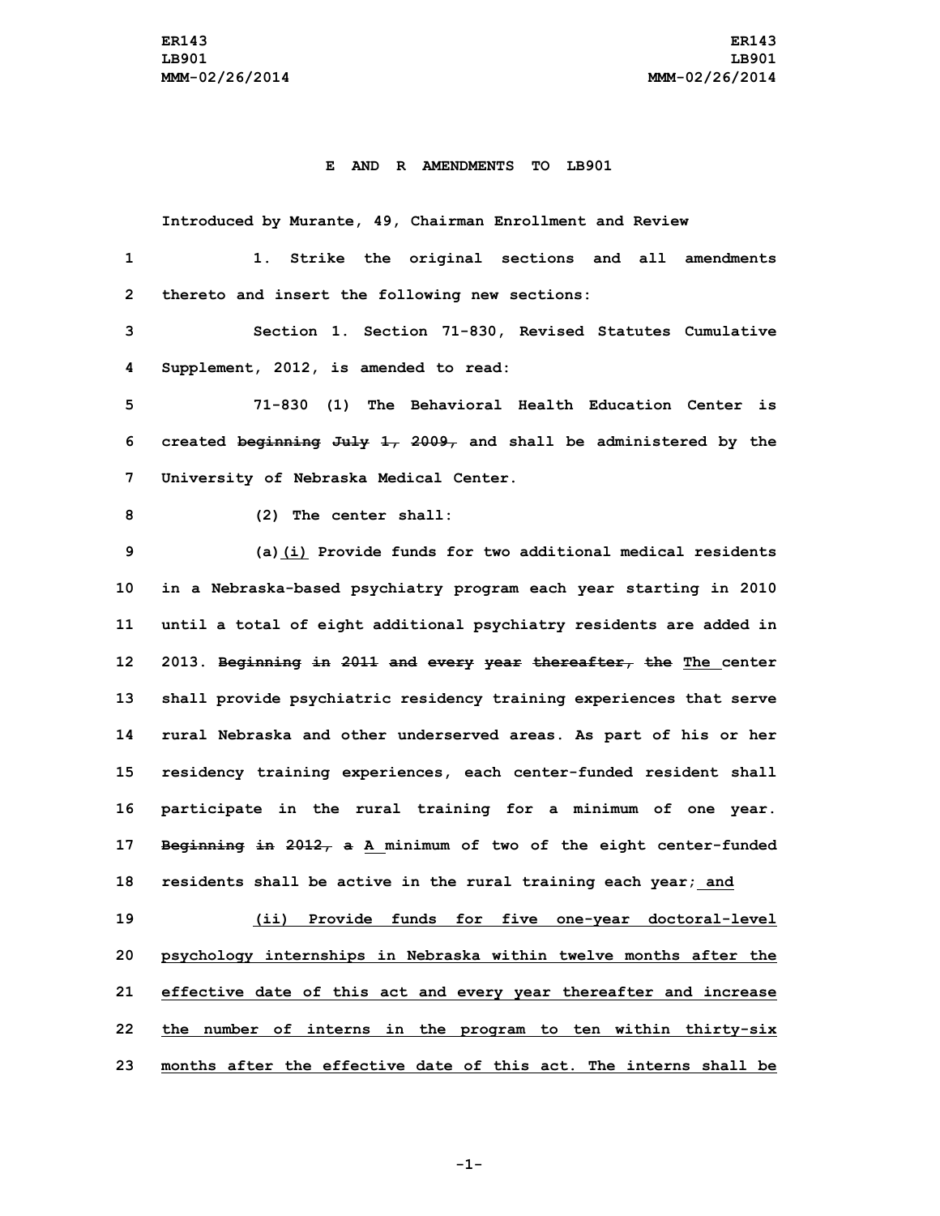# E AND R AMENDMENTS TO LB901

Introduced by Murante, 49, Chairman Enrollment and Review

1. Strike the original sections and all amendments thereto and insert the following new sections:

Section 1. Section 71-830, Revised Statutes Cumulative Supplement, 2012, is amended to read:

71-830 (1) The Behavioral Health Education Center is created ~~beginning July 1, 2009,~~ and shall be administered by the University of Nebraska Medical Center.

(2) The center shall:

(a)(i) Provide funds for two additional medical residents in a Nebraska-based psychiatry program each year starting in 2010 until a total of eight additional psychiatry residents are added in 2013. ~~Beginning in 2011 and every year thereafter, the~~ The center shall provide psychiatric residency training experiences that serve rural Nebraska and other underserved areas. As part of his or her residency training experiences, each center-funded resident shall participate in the rural training for a minimum of one year. ~~Beginning in 2012, a~~ A minimum of two of the eight center-funded residents shall be active in the rural training each year; and

(ii) Provide funds for five one-year doctoral-level psychology internships in Nebraska within twelve months after the effective date of this act and every year thereafter and increase the number of interns in the program to ten within thirty-six months after the effective date of this act. The interns shall be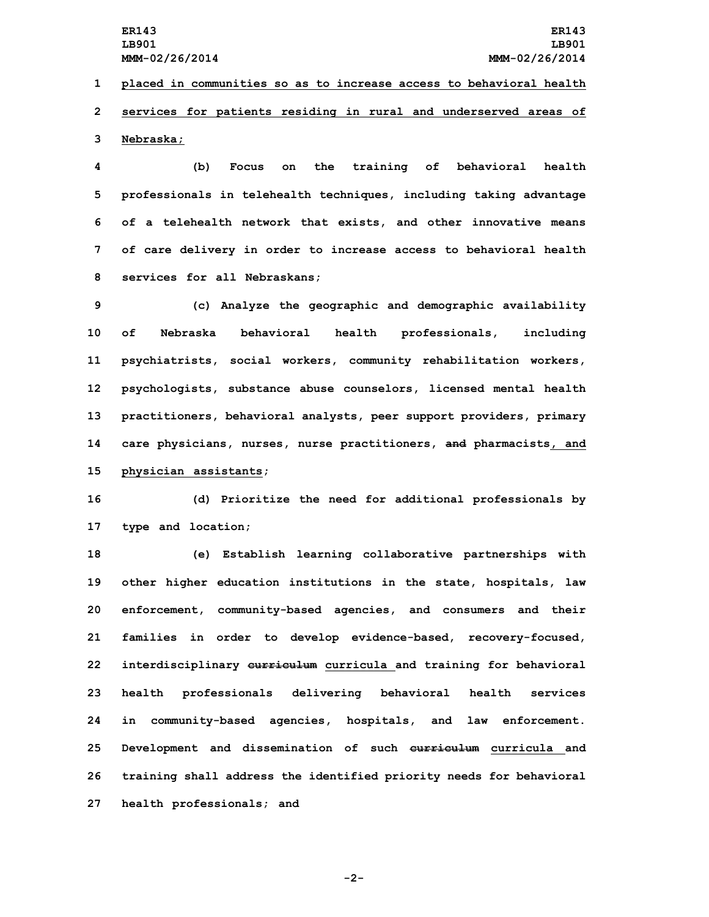placed in communities so as to increase access to behavioral health services for patients residing in rural and underserved areas of Nebraska;

(b) Focus on the training of behavioral health professionals in telehealth techniques, including taking advantage of a telehealth network that exists, and other innovative means of care delivery in order to increase access to behavioral health services for all Nebraskans;

(c) Analyze the geographic and demographic availability of Nebraska behavioral health professionals, including psychiatrists, social workers, community rehabilitation workers, psychologists, substance abuse counselors, licensed mental health practitioners, behavioral analysts, peer support providers, primary care physicians, nurses, nurse practitioners, ~~and~~ pharmacists, and physician assistants;

(d) Prioritize the need for additional professionals by type and location;

(e) Establish learning collaborative partnerships with other higher education institutions in the state, hospitals, law enforcement, community-based agencies, and consumers and their families in order to develop evidence-based, recovery-focused, interdisciplinary ~~curriculum~~ curricula and training for behavioral health professionals delivering behavioral health services in community-based agencies, hospitals, and law enforcement. Development and dissemination of such ~~curriculum~~ curricula and training shall address the identified priority needs for behavioral health professionals; and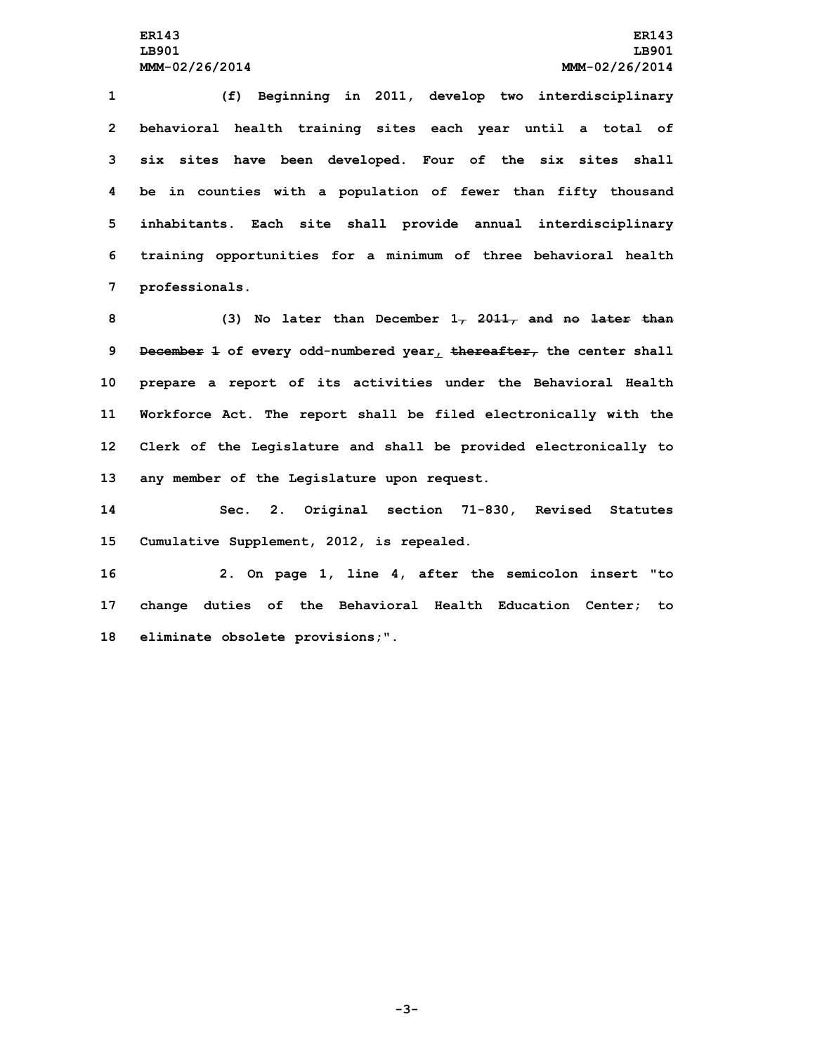(f) Beginning in 2011, develop two interdisciplinary behavioral health training sites each year until a total of six sites have been developed. Four of the six sites shall be in counties with a population of fewer than fifty thousand inhabitants. Each site shall provide annual interdisciplinary training opportunities for a minimum of three behavioral health professionals.

(3) No later than December 1~~, 2011, and no later than December 1~~ of every odd-numbered year, ~~thereafter,~~ the center shall prepare a report of its activities under the Behavioral Health Workforce Act. The report shall be filed electronically with the Clerk of the Legislature and shall be provided electronically to any member of the Legislature upon request.

Sec. 2. Original section 71-830, Revised Statutes Cumulative Supplement, 2012, is repealed.

2. On page 1, line 4, after the semicolon insert "to change duties of the Behavioral Health Education Center; to eliminate obsolete provisions;".